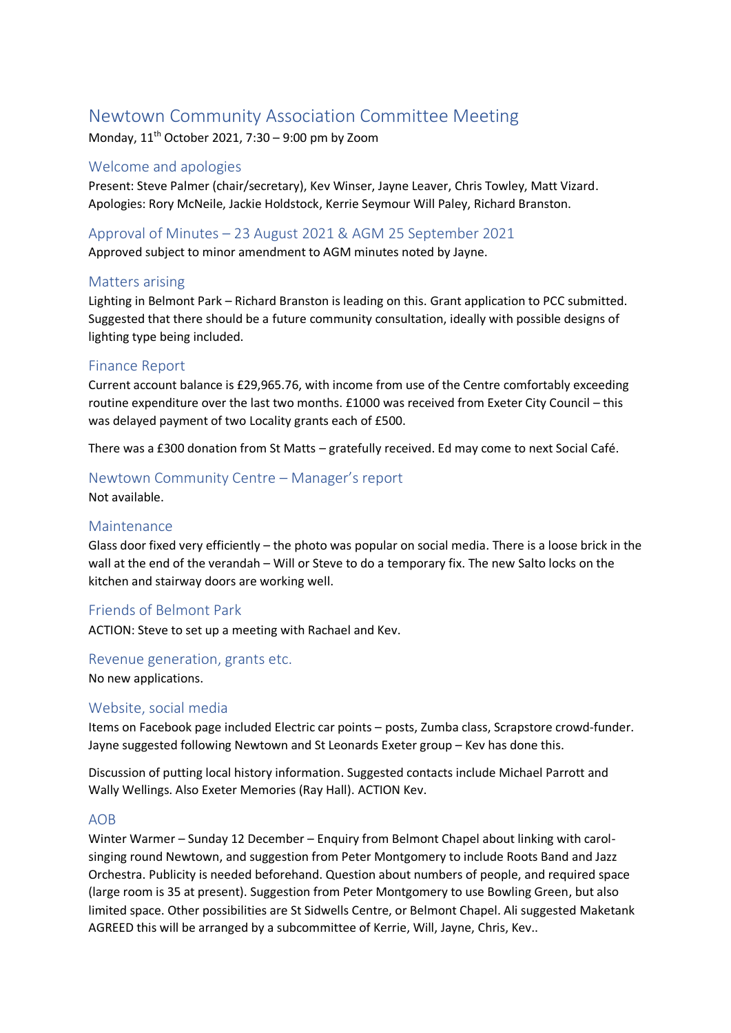# Newtown Community Association Committee Meeting

Monday, 11th October 2021, 7:30 – 9:00 pm by Zoom

## Welcome and apologies

Present: Steve Palmer (chair/secretary), Kev Winser, Jayne Leaver, Chris Towley, Matt Vizard.
Apologies: Rory McNeile, Jackie Holdstock, Kerrie Seymour Will Paley, Richard Branston.

## Approval of Minutes – 23 August 2021 & AGM 25 September 2021

Approved subject to minor amendment to AGM minutes noted by Jayne.

## Matters arising

Lighting in Belmont Park – Richard Branston is leading on this. Grant application to PCC submitted. Suggested that there should be a future community consultation, ideally with possible designs of lighting type being included.

## Finance Report

Current account balance is £29,965.76, with income from use of the Centre comfortably exceeding routine expenditure over the last two months. £1000 was received from Exeter City Council – this was delayed payment of two Locality grants each of £500.

There was a £300 donation from St Matts – gratefully received. Ed may come to next Social Café.

## Newtown Community Centre – Manager's report

Not available.

## Maintenance

Glass door fixed very efficiently – the photo was popular on social media. There is a loose brick in the wall at the end of the verandah – Will or Steve to do a temporary fix. The new Salto locks on the kitchen and stairway doors are working well.

## Friends of Belmont Park

ACTION: Steve to set up a meeting with Rachael and Kev.

## Revenue generation, grants etc.

No new applications.

## Website, social media

Items on Facebook page included Electric car points – posts, Zumba class, Scrapstore crowd-funder. Jayne suggested following Newtown and St Leonards Exeter group – Kev has done this.

Discussion of putting local history information. Suggested contacts include Michael Parrott and Wally Wellings. Also Exeter Memories (Ray Hall). ACTION Kev.

## AOB

Winter Warmer – Sunday 12 December – Enquiry from Belmont Chapel about linking with carol-singing round Newtown, and suggestion from Peter Montgomery to include Roots Band and Jazz Orchestra. Publicity is needed beforehand. Question about numbers of people, and required space (large room is 35 at present). Suggestion from Peter Montgomery to use Bowling Green, but also limited space. Other possibilities are St Sidwells Centre, or Belmont Chapel. Ali suggested Maketank AGREED this will be arranged by a subcommittee of Kerrie, Will, Jayne, Chris, Kev..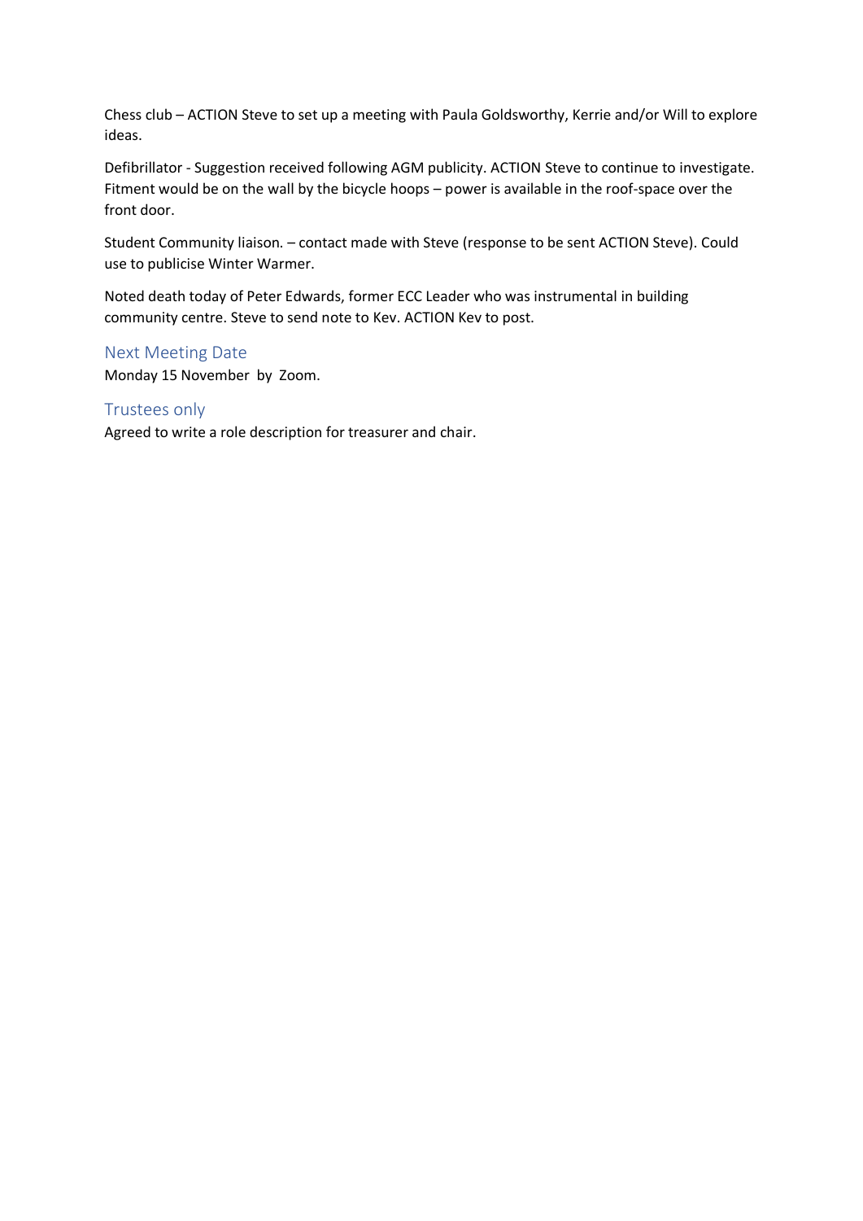Chess club – ACTION Steve to set up a meeting with Paula Goldsworthy, Kerrie and/or Will to explore ideas.

Defibrillator - Suggestion received following AGM publicity. ACTION Steve to continue to investigate. Fitment would be on the wall by the bicycle hoops – power is available in the roof-space over the front door.

Student Community liaison. – contact made with Steve (response to be sent ACTION Steve). Could use to publicise Winter Warmer.

Noted death today of Peter Edwards, former ECC Leader who was instrumental in building community centre. Steve to send note to Kev. ACTION Kev to post.

## Next Meeting Date

Monday 15 November by Zoom.

## Trustees only

Agreed to write a role description for treasurer and chair.